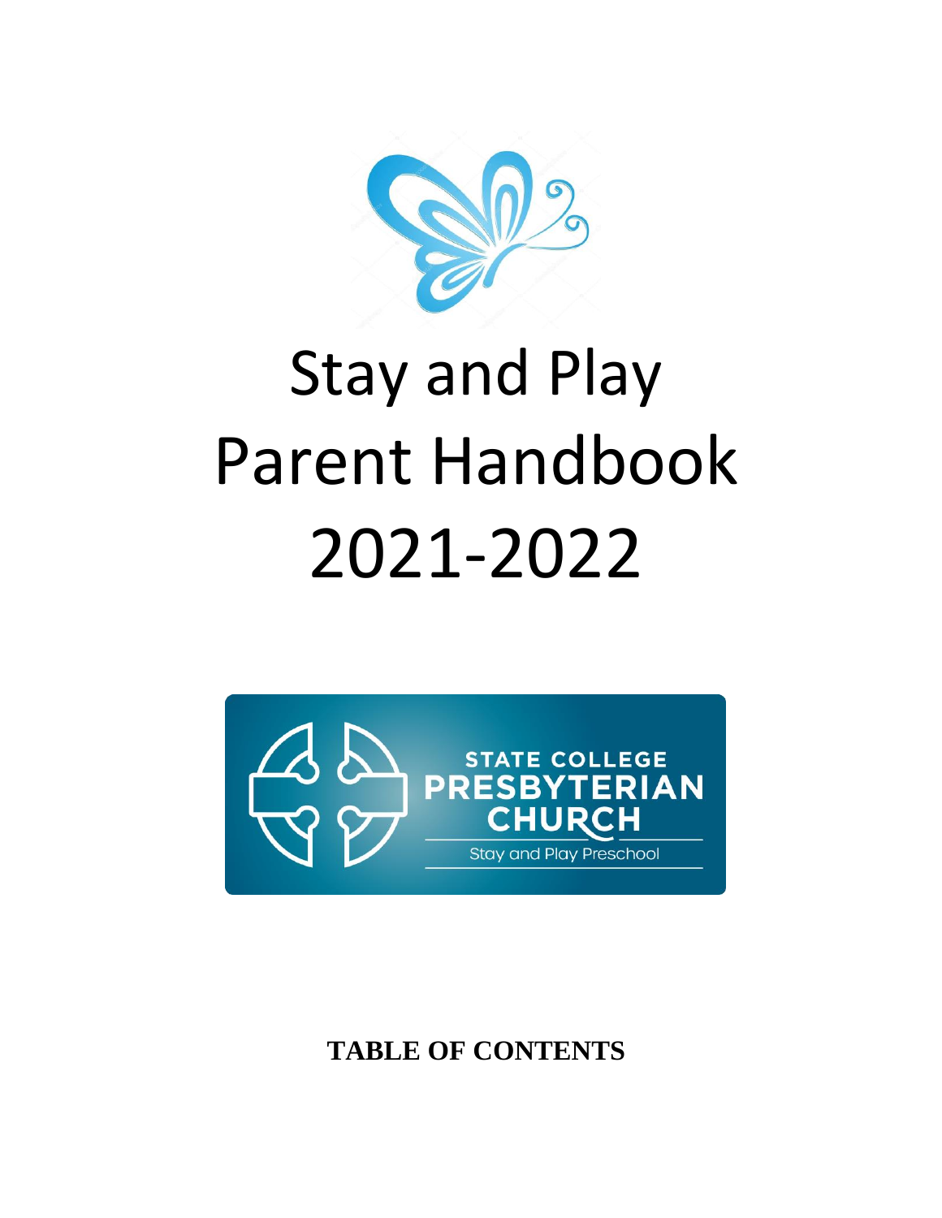# Stay and Play Parent Handbook 2021-2022

STATE COLLEGE PRESBYTERIAN CHURCH

Stay and Play Preschool

**TABLE OF CONTENTS**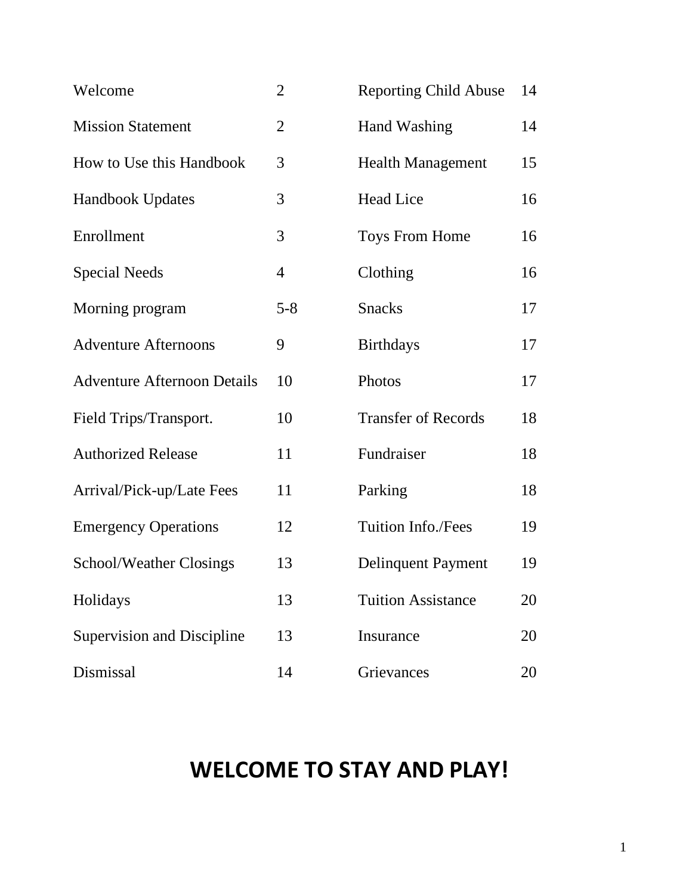| | | | |
|---|---|---|---|
| Welcome | 2 | Reporting Child Abuse | 14 |
| Mission Statement | 2 | Hand Washing | 14 |
| How to Use this Handbook | 3 | Health Management | 15 |
| Handbook Updates | 3 | Head Lice | 16 |
| Enrollment | 3 | Toys From Home | 16 |
| Special Needs | 4 | Clothing | 16 |
| Morning program | 5-8 | Snacks | 17 |
| Adventure Afternoons | 9 | Birthdays | 17 |
| Adventure Afternoon Details | 10 | Photos | 17 |
| Field Trips/Transport. | 10 | Transfer of Records | 18 |
| Authorized Release | 11 | Fundraiser | 18 |
| Arrival/Pick-up/Late Fees | 11 | Parking | 18 |
| Emergency Operations | 12 | Tuition Info./Fees | 19 |
| School/Weather Closings | 13 | Delinquent Payment | 19 |
| Holidays | 13 | Tuition Assistance | 20 |
| Supervision and Discipline | 13 | Insurance | 20 |
| Dismissal | 14 | Grievances | 20 |

# WELCOME TO STAY AND PLAY!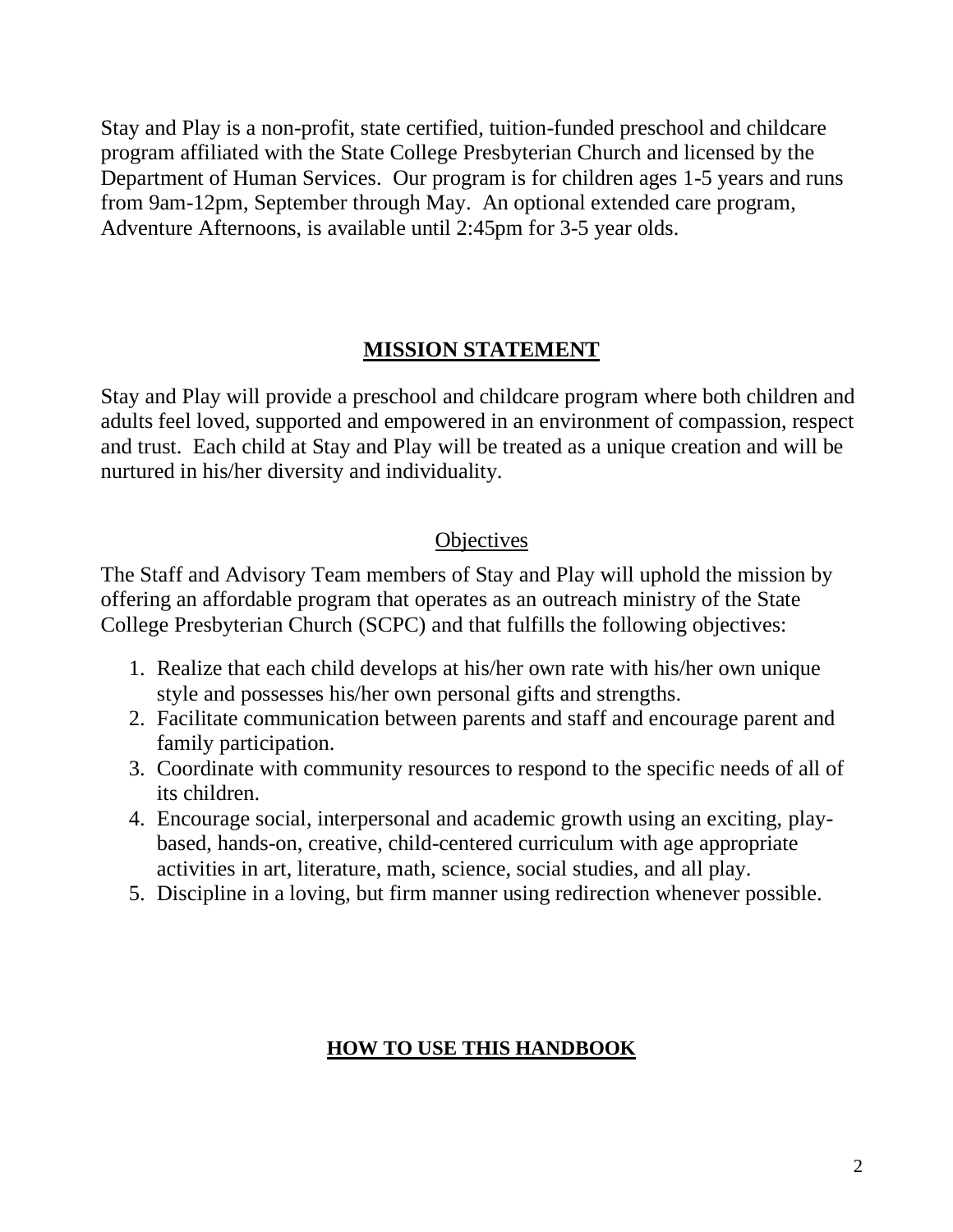Stay and Play is a non-profit, state certified, tuition-funded preschool and childcare program affiliated with the State College Presbyterian Church and licensed by the Department of Human Services. Our program is for children ages 1-5 years and runs from 9am-12pm, September through May. An optional extended care program, Adventure Afternoons, is available until 2:45pm for 3-5 year olds.

## MISSION STATEMENT

Stay and Play will provide a preschool and childcare program where both children and adults feel loved, supported and empowered in an environment of compassion, respect and trust. Each child at Stay and Play will be treated as a unique creation and will be nurtured in his/her diversity and individuality.

### Objectives

The Staff and Advisory Team members of Stay and Play will uphold the mission by offering an affordable program that operates as an outreach ministry of the State College Presbyterian Church (SCPC) and that fulfills the following objectives:

1. Realize that each child develops at his/her own rate with his/her own unique style and possesses his/her own personal gifts and strengths.
2. Facilitate communication between parents and staff and encourage parent and family participation.
3. Coordinate with community resources to respond to the specific needs of all of its children.
4. Encourage social, interpersonal and academic growth using an exciting, play-based, hands-on, creative, child-centered curriculum with age appropriate activities in art, literature, math, science, social studies, and all play.
5. Discipline in a loving, but firm manner using redirection whenever possible.

## HOW TO USE THIS HANDBOOK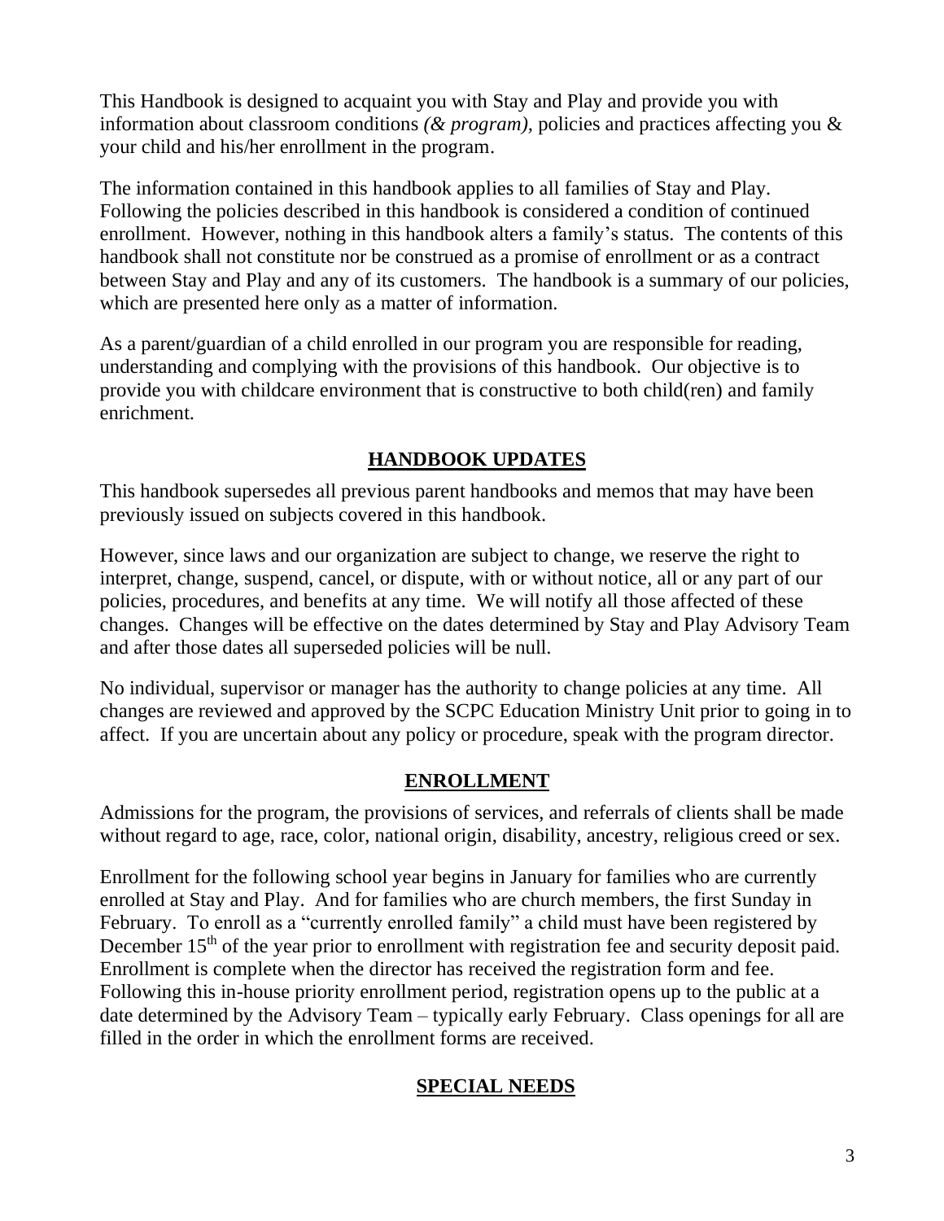This Handbook is designed to acquaint you with Stay and Play and provide you with information about classroom conditions *(& program)*, policies and practices affecting you & your child and his/her enrollment in the program.

The information contained in this handbook applies to all families of Stay and Play. Following the policies described in this handbook is considered a condition of continued enrollment. However, nothing in this handbook alters a family's status. The contents of this handbook shall not constitute nor be construed as a promise of enrollment or as a contract between Stay and Play and any of its customers. The handbook is a summary of our policies, which are presented here only as a matter of information.

As a parent/guardian of a child enrolled in our program you are responsible for reading, understanding and complying with the provisions of this handbook. Our objective is to provide you with childcare environment that is constructive to both child(ren) and family enrichment.

## HANDBOOK UPDATES

This handbook supersedes all previous parent handbooks and memos that may have been previously issued on subjects covered in this handbook.

However, since laws and our organization are subject to change, we reserve the right to interpret, change, suspend, cancel, or dispute, with or without notice, all or any part of our policies, procedures, and benefits at any time. We will notify all those affected of these changes. Changes will be effective on the dates determined by Stay and Play Advisory Team and after those dates all superseded policies will be null.

No individual, supervisor or manager has the authority to change policies at any time. All changes are reviewed and approved by the SCPC Education Ministry Unit prior to going in to affect. If you are uncertain about any policy or procedure, speak with the program director.

## ENROLLMENT

Admissions for the program, the provisions of services, and referrals of clients shall be made without regard to age, race, color, national origin, disability, ancestry, religious creed or sex.

Enrollment for the following school year begins in January for families who are currently enrolled at Stay and Play. And for families who are church members, the first Sunday in February. To enroll as a "currently enrolled family" a child must have been registered by December 15th of the year prior to enrollment with registration fee and security deposit paid. Enrollment is complete when the director has received the registration form and fee. Following this in-house priority enrollment period, registration opens up to the public at a date determined by the Advisory Team – typically early February. Class openings for all are filled in the order in which the enrollment forms are received.

## SPECIAL NEEDS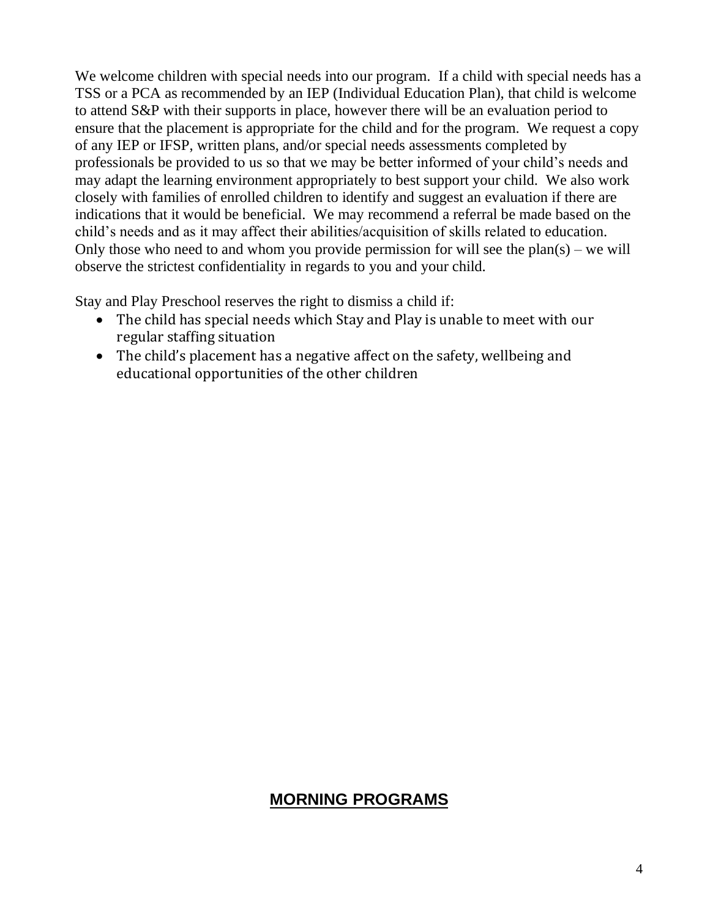We welcome children with special needs into our program. If a child with special needs has a TSS or a PCA as recommended by an IEP (Individual Education Plan), that child is welcome to attend S&P with their supports in place, however there will be an evaluation period to ensure that the placement is appropriate for the child and for the program. We request a copy of any IEP or IFSP, written plans, and/or special needs assessments completed by professionals be provided to us so that we may be better informed of your child's needs and may adapt the learning environment appropriately to best support your child. We also work closely with families of enrolled children to identify and suggest an evaluation if there are indications that it would be beneficial. We may recommend a referral be made based on the child's needs and as it may affect their abilities/acquisition of skills related to education. Only those who need to and whom you provide permission for will see the plan(s) – we will observe the strictest confidentiality in regards to you and your child.

Stay and Play Preschool reserves the right to dismiss a child if:

- The child has special needs which Stay and Play is unable to meet with our regular staffing situation
- The child's placement has a negative affect on the safety, wellbeing and educational opportunities of the other children

## MORNING PROGRAMS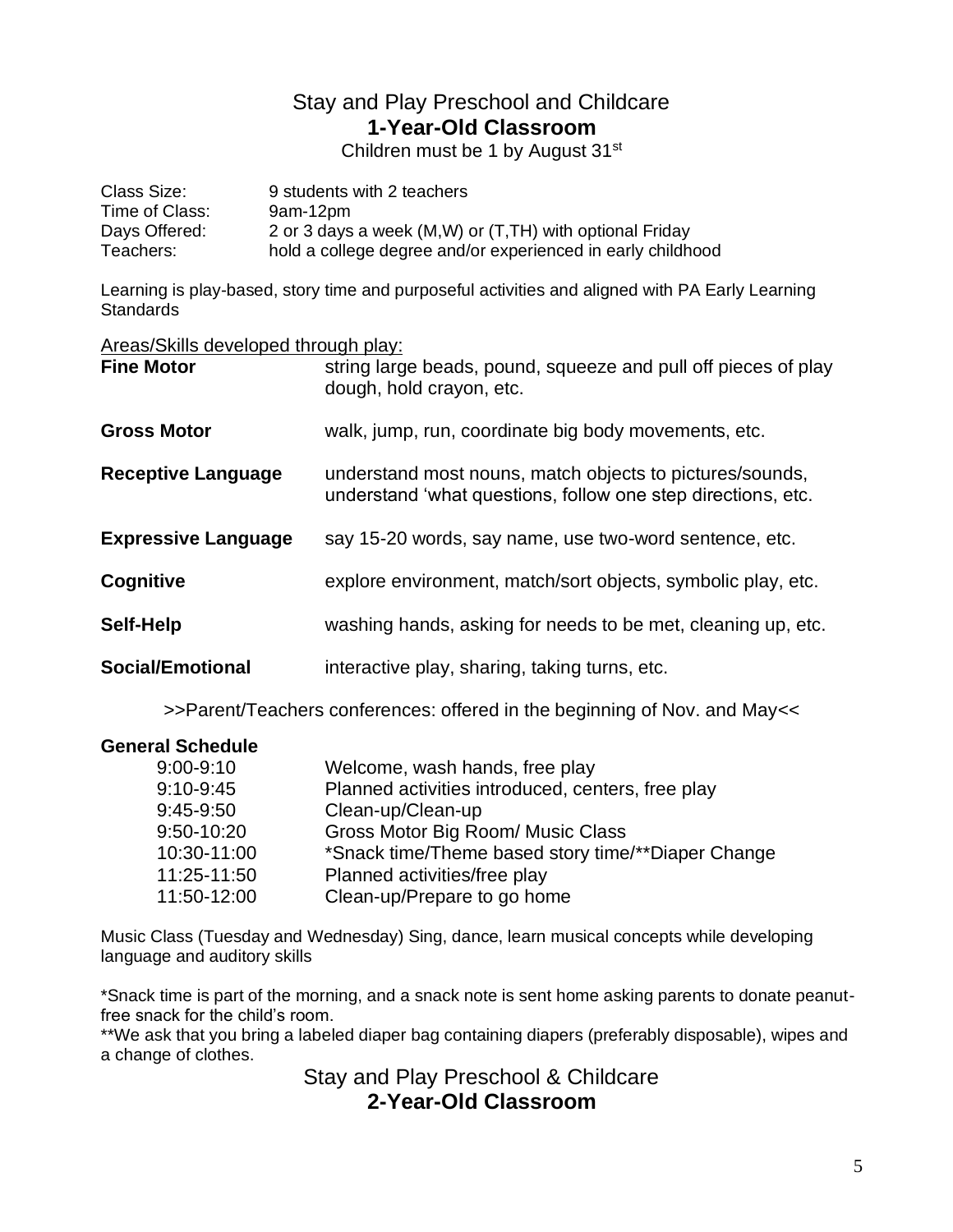# Stay and Play Preschool and Childcare

## 1-Year-Old Classroom

Children must be 1 by August 31st

| | |
|---|---|
| Class Size: | 9 students with 2 teachers |
| Time of Class: | 9am-12pm |
| Days Offered: | 2 or 3 days a week (M,W) or (T,TH) with optional Friday |
| Teachers: | hold a college degree and/or experienced in early childhood |

Learning is play-based, story time and purposeful activities and aligned with PA Early Learning Standards

Areas/Skills developed through play:

| | |
|---|---|
| **Fine Motor** | string large beads, pound, squeeze and pull off pieces of play dough, hold crayon, etc. |
| **Gross Motor** | walk, jump, run, coordinate big body movements, etc. |
| **Receptive Language** | understand most nouns, match objects to pictures/sounds, understand 'what questions, follow one step directions, etc. |
| **Expressive Language** | say 15-20 words, say name, use two-word sentence, etc. |
| **Cognitive** | explore environment, match/sort objects, symbolic play, etc. |
| **Self-Help** | washing hands, asking for needs to be met, cleaning up, etc. |
| **Social/Emotional** | interactive play, sharing, taking turns, etc. |

>>Parent/Teachers conferences: offered in the beginning of Nov. and May<<

**General Schedule**

| | |
|---|---|
| 9:00-9:10 | Welcome, wash hands, free play |
| 9:10-9:45 | Planned activities introduced, centers, free play |
| 9:45-9:50 | Clean-up/Clean-up |
| 9:50-10:20 | Gross Motor Big Room/ Music Class |
| 10:30-11:00 | *Snack time/Theme based story time/**Diaper Change |
| 11:25-11:50 | Planned activities/free play |
| 11:50-12:00 | Clean-up/Prepare to go home |

Music Class (Tuesday and Wednesday) Sing, dance, learn musical concepts while developing language and auditory skills

*Snack time is part of the morning, and a snack note is sent home asking parents to donate peanut-free snack for the child's room.

**We ask that you bring a labeled diaper bag containing diapers (preferably disposable), wipes and a change of clothes.

# Stay and Play Preschool & Childcare

## 2-Year-Old Classroom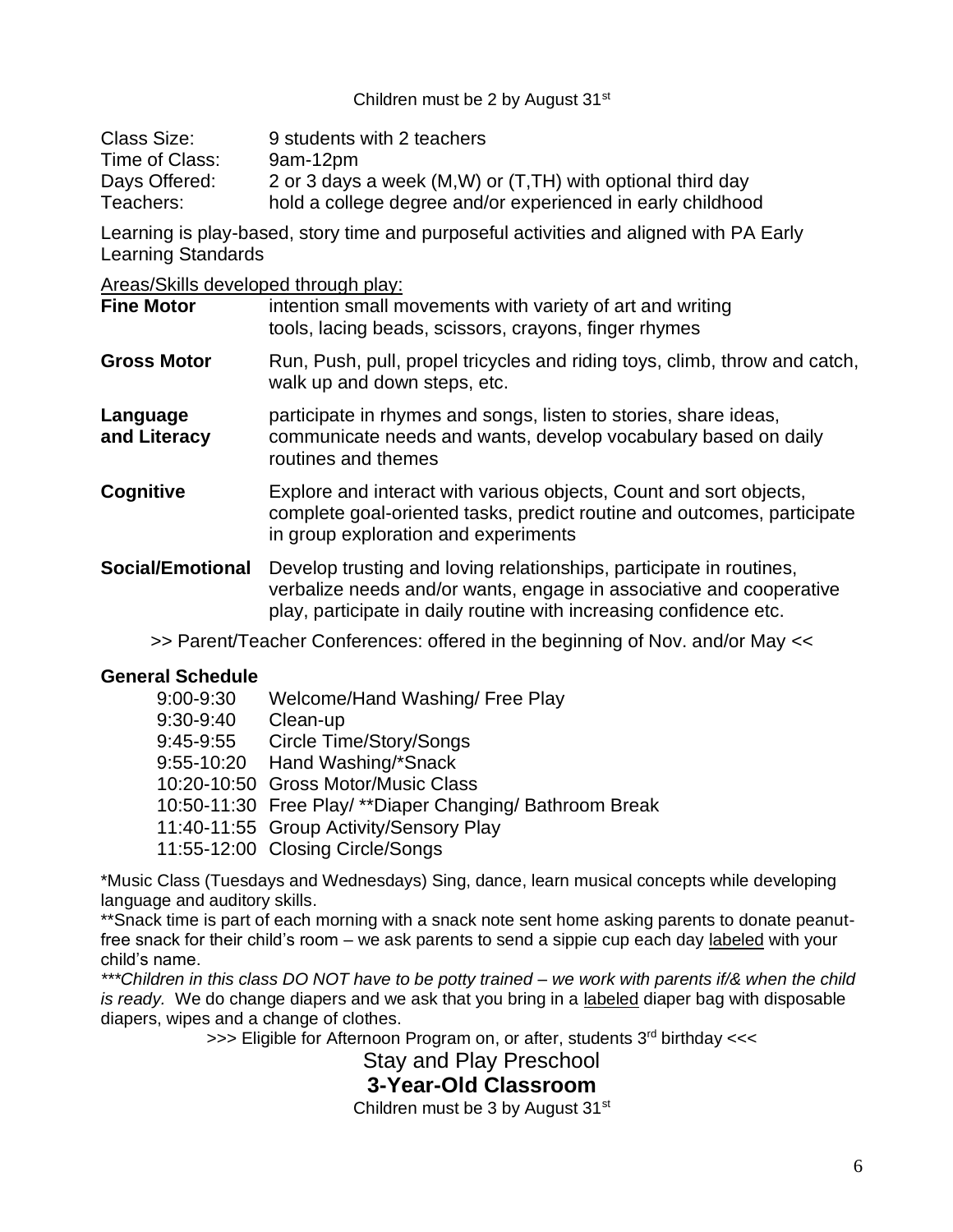Children must be 2 by August 31st

| | |
|---|---|
| Class Size: | 9 students with 2 teachers |
| Time of Class: | 9am-12pm |
| Days Offered: | 2 or 3 days a week (M,W) or (T,TH) with optional third day |
| Teachers: | hold a college degree and/or experienced in early childhood |

Learning is play-based, story time and purposeful activities and aligned with PA Early Learning Standards

Areas/Skills developed through play:

| | |
|---|---|
| **Fine Motor** | intention small movements with variety of art and writing tools, lacing beads, scissors, crayons, finger rhymes |
| **Gross Motor** | Run, Push, pull, propel tricycles and riding toys, climb, throw and catch, walk up and down steps, etc. |
| **Language and Literacy** | participate in rhymes and songs, listen to stories, share ideas, communicate needs and wants, develop vocabulary based on daily routines and themes |
| **Cognitive** | Explore and interact with various objects, Count and sort objects, complete goal-oriented tasks, predict routine and outcomes, participate in group exploration and experiments |
| **Social/Emotional** | Develop trusting and loving relationships, participate in routines, verbalize needs and/or wants, engage in associative and cooperative play, participate in daily routine with increasing confidence etc. |

>> Parent/Teacher Conferences: offered in the beginning of Nov. and/or May <<

**General Schedule**

| | |
|---|---|
| 9:00-9:30 | Welcome/Hand Washing/ Free Play |
| 9:30-9:40 | Clean-up |
| 9:45-9:55 | Circle Time/Story/Songs |
| 9:55-10:20 | Hand Washing/*Snack |
| 10:20-10:50 | Gross Motor/Music Class |
| 10:50-11:30 | Free Play/ **Diaper Changing/ Bathroom Break |
| 11:40-11:55 | Group Activity/Sensory Play |
| 11:55-12:00 | Closing Circle/Songs |

*Music Class (Tuesdays and Wednesdays) Sing, dance, learn musical concepts while developing language and auditory skills.

**Snack time is part of each morning with a snack note sent home asking parents to donate peanut-free snack for their child's room – we ask parents to send a sippie cup each day labeled with your child's name.

****Children in this class DO NOT have to be potty trained – we work with parents if/& when the child is ready.*** We do change diapers and we ask that you bring in a labeled diaper bag with disposable diapers, wipes and a change of clothes.

>>> Eligible for Afternoon Program on, or after, students 3rd birthday <<<

Stay and Play Preschool

## 3-Year-Old Classroom

Children must be 3 by August 31st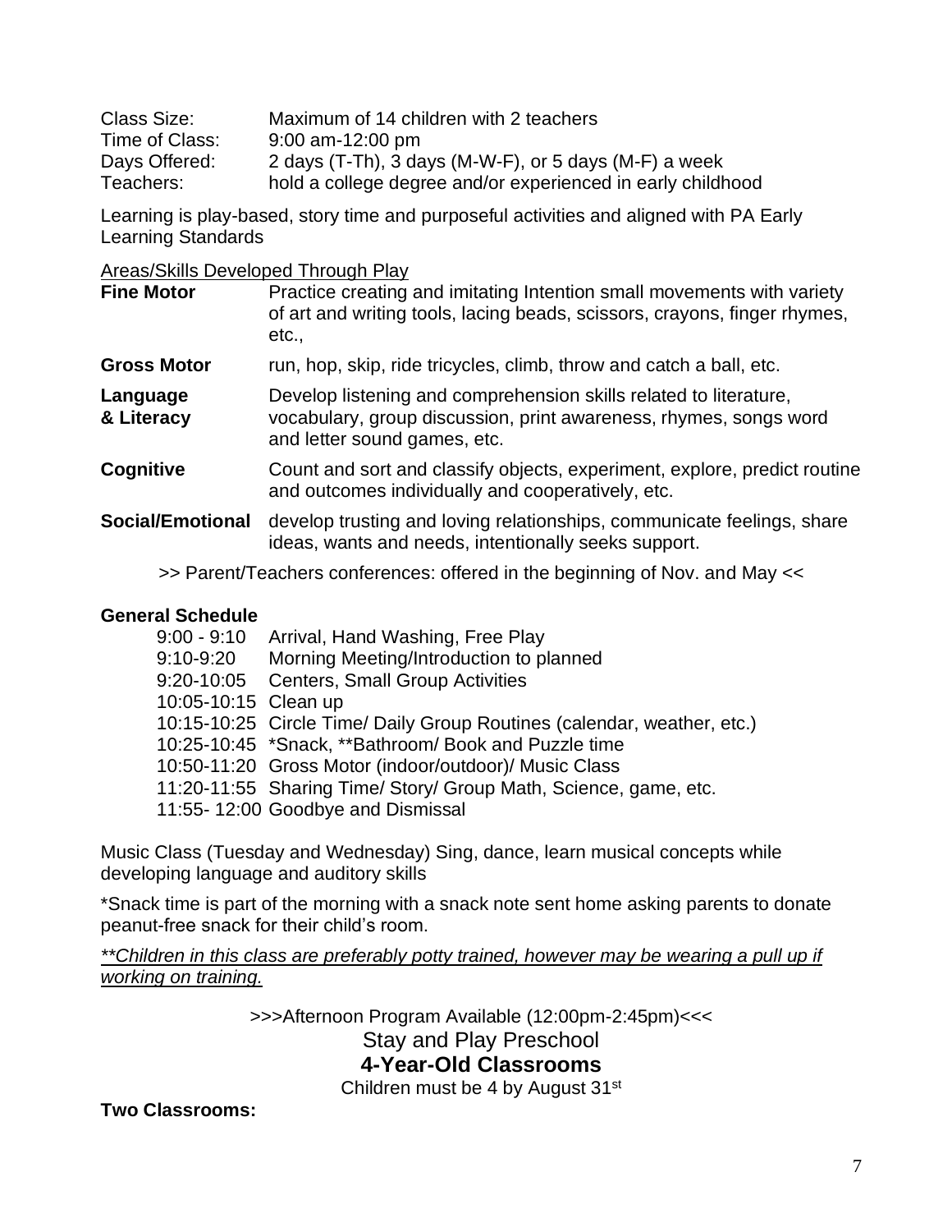| | |
|---|---|
| Class Size: | Maximum of 14 children with 2 teachers |
| Time of Class: | 9:00 am-12:00 pm |
| Days Offered: | 2 days (T-Th), 3 days (M-W-F), or 5 days (M-F) a week |
| Teachers: | hold a college degree and/or experienced in early childhood |

Learning is play-based, story time and purposeful activities and aligned with PA Early Learning Standards

<u>Areas/Skills Developed Through Play</u>

| | |
|---|---|
| **Fine Motor** | Practice creating and imitating Intention small movements with variety of art and writing tools, lacing beads, scissors, crayons, finger rhymes, etc., |
| **Gross Motor** | run, hop, skip, ride tricycles, climb, throw and catch a ball, etc. |
| **Language & Literacy** | Develop listening and comprehension skills related to literature, vocabulary, group discussion, print awareness, rhymes, songs word and letter sound games, etc. |
| **Cognitive** | Count and sort and classify objects, experiment, explore, predict routine and outcomes individually and cooperatively, etc. |
| **Social/Emotional** | develop trusting and loving relationships, communicate feelings, share ideas, wants and needs, intentionally seeks support. |

>> Parent/Teachers conferences: offered in the beginning of Nov. and May <<

**General Schedule**

| | |
|---|---|
| 9:00 - 9:10 | Arrival, Hand Washing, Free Play |
| 9:10-9:20 | Morning Meeting/Introduction to planned |
| 9:20-10:05 | Centers, Small Group Activities |
| 10:05-10:15 | Clean up |
| 10:15-10:25 | Circle Time/ Daily Group Routines (calendar, weather, etc.) |
| 10:25-10:45 | *Snack, **Bathroom/ Book and Puzzle time |
| 10:50-11:20 | Gross Motor (indoor/outdoor)/ Music Class |
| 11:20-11:55 | Sharing Time/ Story/ Group Math, Science, game, etc. |
| 11:55- 12:00 | Goodbye and Dismissal |

Music Class (Tuesday and Wednesday) Sing, dance, learn musical concepts while developing language and auditory skills

*Snack time is part of the morning with a snack note sent home asking parents to donate peanut-free snack for their child's room.

<u>*\*\*Children in this class are preferably potty trained, however may be wearing a pull up if working on training.*</u>

>>>Afternoon Program Available (12:00pm-2:45pm)<<<

Stay and Play Preschool

## 4-Year-Old Classrooms

Children must be 4 by August 31st

**Two Classrooms:**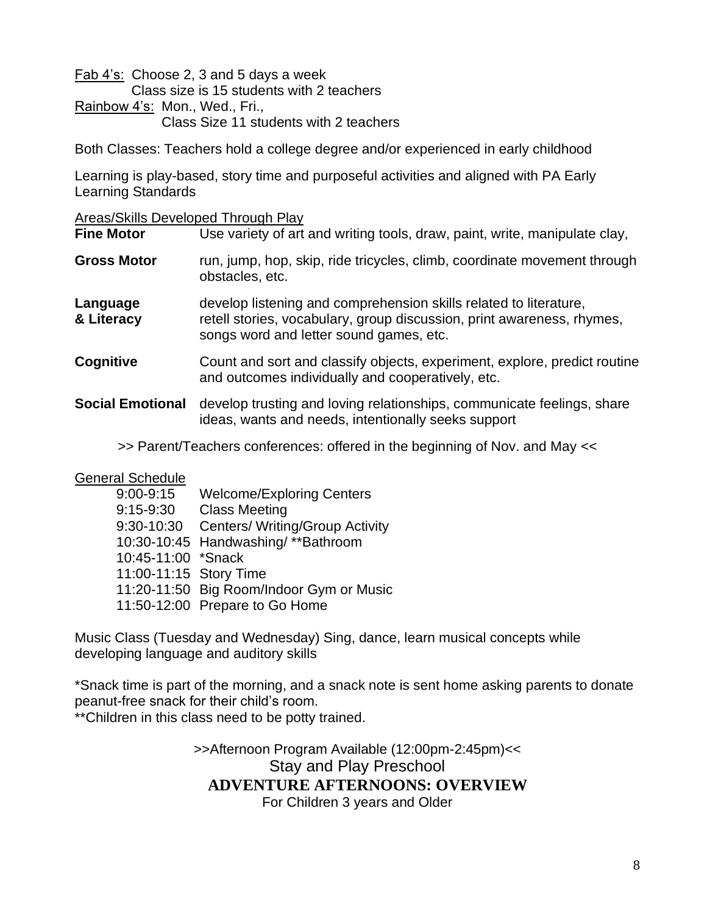Fab 4's: Choose 2, 3 and 5 days a week
Class size is 15 students with 2 teachers

Rainbow 4's: Mon., Wed., Fri.,
Class Size 11 students with 2 teachers

Both Classes: Teachers hold a college degree and/or experienced in early childhood

Learning is play-based, story time and purposeful activities and aligned with PA Early Learning Standards

Areas/Skills Developed Through Play

| | |
|---|---|
| **Fine Motor** | Use variety of art and writing tools, draw, paint, write, manipulate clay, |
| **Gross Motor** | run, jump, hop, skip, ride tricycles, climb, coordinate movement through obstacles, etc. |
| **Language & Literacy** | develop listening and comprehension skills related to literature, retell stories, vocabulary, group discussion, print awareness, rhymes, songs word and letter sound games, etc. |
| **Cognitive** | Count and sort and classify objects, experiment, explore, predict routine and outcomes individually and cooperatively, etc. |
| **Social Emotional** | develop trusting and loving relationships, communicate feelings, share ideas, wants and needs, intentionally seeks support |

>> Parent/Teachers conferences: offered in the beginning of Nov. and May <<

General Schedule

| | |
|---|---|
| 9:00-9:15 | Welcome/Exploring Centers |
| 9:15-9:30 | Class Meeting |
| 9:30-10:30 | Centers/ Writing/Group Activity |
| 10:30-10:45 | Handwashing/ **Bathroom |
| 10:45-11:00 | *Snack |
| 11:00-11:15 | Story Time |
| 11:20-11:50 | Big Room/Indoor Gym or Music |
| 11:50-12:00 | Prepare to Go Home |

Music Class (Tuesday and Wednesday) Sing, dance, learn musical concepts while developing language and auditory skills

*Snack time is part of the morning, and a snack note is sent home asking parents to donate peanut-free snack for their child's room.

**Children in this class need to be potty trained.

>>Afternoon Program Available (12:00pm-2:45pm)<<

Stay and Play Preschool

**ADVENTURE AFTERNOONS: OVERVIEW**

For Children 3 years and Older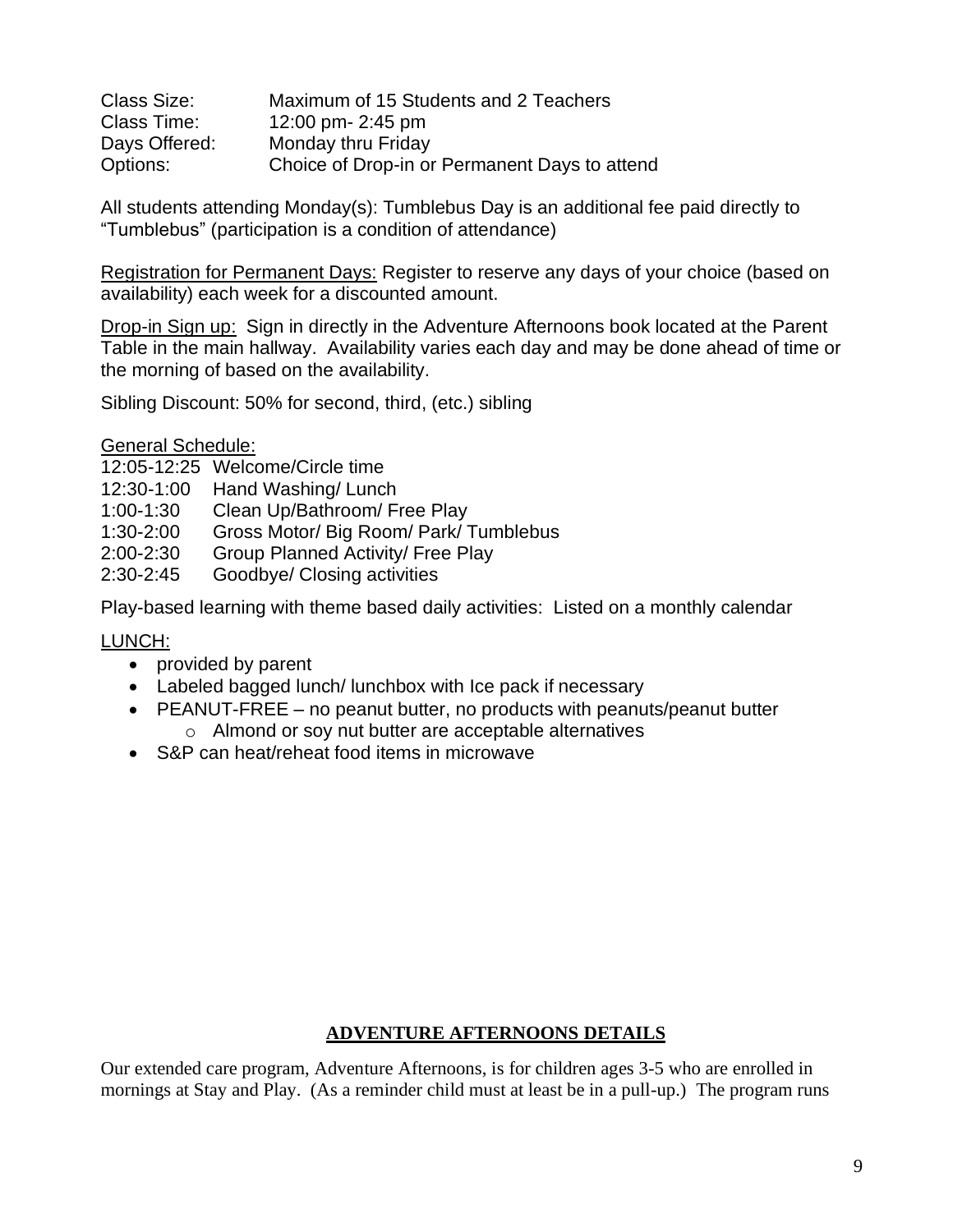| | |
|---|---|
| Class Size: | Maximum of 15 Students and 2 Teachers |
| Class Time: | 12:00 pm- 2:45 pm |
| Days Offered: | Monday thru Friday |
| Options: | Choice of Drop-in or Permanent Days to attend |

All students attending Monday(s): Tumblebus Day is an additional fee paid directly to "Tumblebus" (participation is a condition of attendance)

Registration for Permanent Days: Register to reserve any days of your choice (based on availability) each week for a discounted amount.

Drop-in Sign up: Sign in directly in the Adventure Afternoons book located at the Parent Table in the main hallway. Availability varies each day and may be done ahead of time or the morning of based on the availability.

Sibling Discount: 50% for second, third, (etc.) sibling

General Schedule:

| | |
|---|---|
| 12:05-12:25 | Welcome/Circle time |
| 12:30-1:00 | Hand Washing/ Lunch |
| 1:00-1:30 | Clean Up/Bathroom/ Free Play |
| 1:30-2:00 | Gross Motor/ Big Room/ Park/ Tumblebus |
| 2:00-2:30 | Group Planned Activity/ Free Play |
| 2:30-2:45 | Goodbye/ Closing activities |

Play-based learning with theme based daily activities: Listed on a monthly calendar

LUNCH:

- provided by parent
- Labeled bagged lunch/ lunchbox with Ice pack if necessary
- PEANUT-FREE – no peanut butter, no products with peanuts/peanut butter
  - Almond or soy nut butter are acceptable alternatives
- S&P can heat/reheat food items in microwave

## ADVENTURE AFTERNOONS DETAILS

Our extended care program, Adventure Afternoons, is for children ages 3-5 who are enrolled in mornings at Stay and Play. (As a reminder child must at least be in a pull-up.) The program runs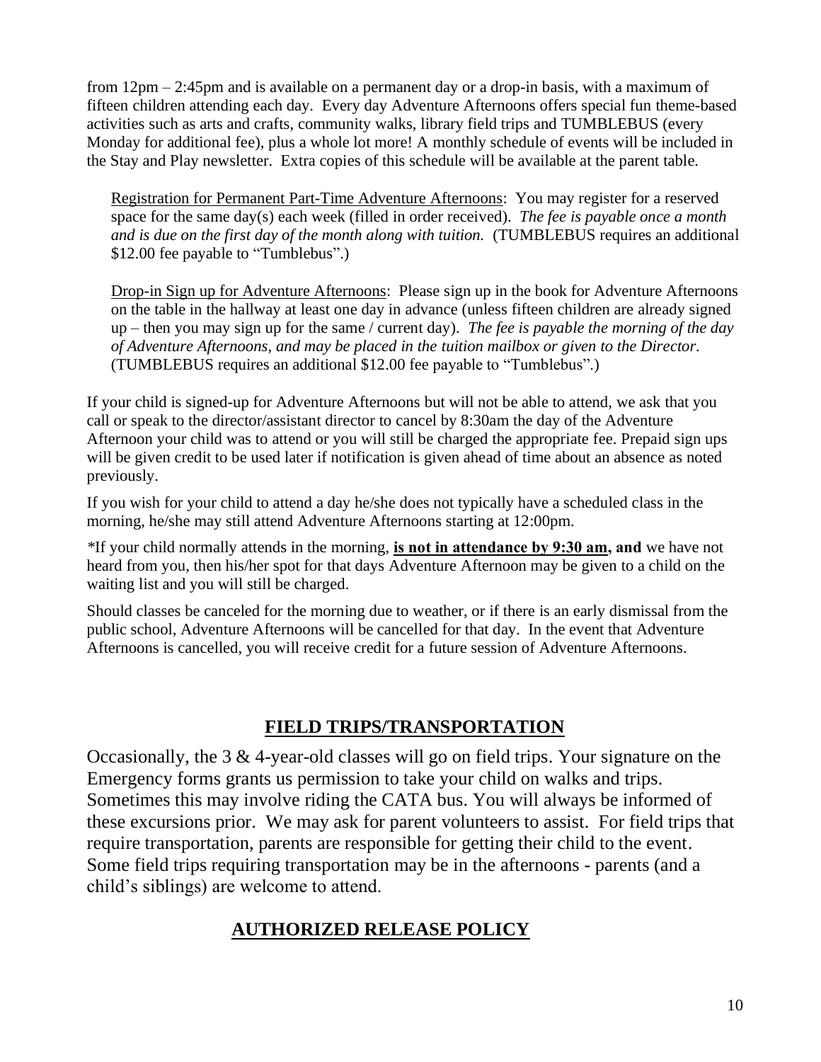from 12pm – 2:45pm and is available on a permanent day or a drop-in basis, with a maximum of fifteen children attending each day. Every day Adventure Afternoons offers special fun theme-based activities such as arts and crafts, community walks, library field trips and TUMBLEBUS (every Monday for additional fee), plus a whole lot more! A monthly schedule of events will be included in the Stay and Play newsletter. Extra copies of this schedule will be available at the parent table.

Registration for Permanent Part-Time Adventure Afternoons: You may register for a reserved space for the same day(s) each week (filled in order received). *The fee is payable once a month and is due on the first day of the month along with tuition.* (TUMBLEBUS requires an additional $12.00 fee payable to "Tumblebus".)

Drop-in Sign up for Adventure Afternoons: Please sign up in the book for Adventure Afternoons on the table in the hallway at least one day in advance (unless fifteen children are already signed up – then you may sign up for the same / current day). *The fee is payable the morning of the day of Adventure Afternoons, and may be placed in the tuition mailbox or given to the Director.* (TUMBLEBUS requires an additional $12.00 fee payable to "Tumblebus".)

If your child is signed-up for Adventure Afternoons but will not be able to attend, we ask that you call or speak to the director/assistant director to cancel by 8:30am the day of the Adventure Afternoon your child was to attend or you will still be charged the appropriate fee. Prepaid sign ups will be given credit to be used later if notification is given ahead of time about an absence as noted previously.

If you wish for your child to attend a day he/she does not typically have a scheduled class in the morning, he/she may still attend Adventure Afternoons starting at 12:00pm.

*If your child normally attends in the morning, **is not in attendance by 9:30 am, and** we have not heard from you, then his/her spot for that days Adventure Afternoon may be given to a child on the waiting list and you will still be charged.

Should classes be canceled for the morning due to weather, or if there is an early dismissal from the public school, Adventure Afternoons will be cancelled for that day. In the event that Adventure Afternoons is cancelled, you will receive credit for a future session of Adventure Afternoons.

## FIELD TRIPS/TRANSPORTATION

Occasionally, the 3 & 4-year-old classes will go on field trips. Your signature on the Emergency forms grants us permission to take your child on walks and trips. Sometimes this may involve riding the CATA bus. You will always be informed of these excursions prior. We may ask for parent volunteers to assist. For field trips that require transportation, parents are responsible for getting their child to the event. Some field trips requiring transportation may be in the afternoons - parents (and a child's siblings) are welcome to attend.

## AUTHORIZED RELEASE POLICY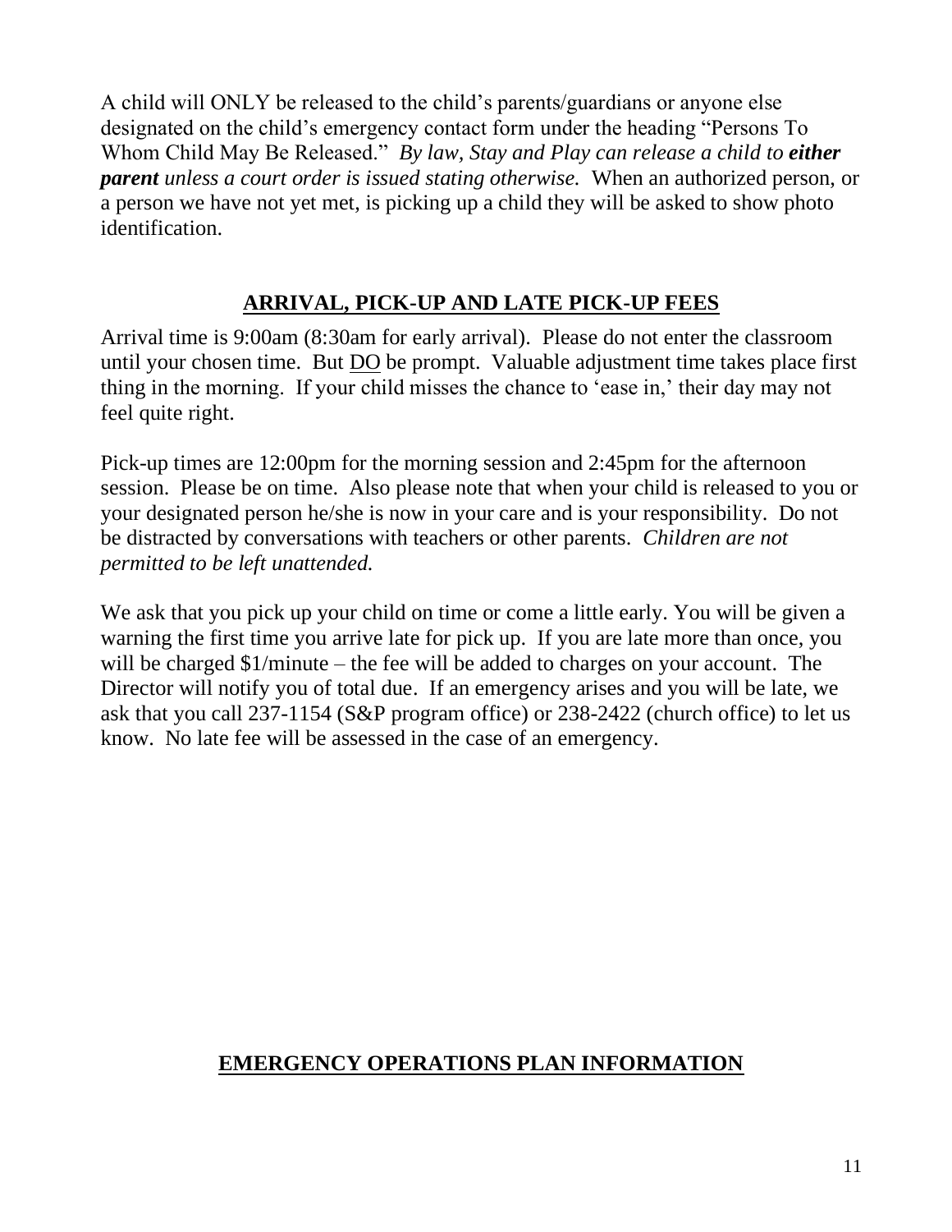A child will ONLY be released to the child's parents/guardians or anyone else designated on the child's emergency contact form under the heading "Persons To Whom Child May Be Released." *By law, Stay and Play can release a child to **either parent** unless a court order is issued stating otherwise.* When an authorized person, or a person we have not yet met, is picking up a child they will be asked to show photo identification.

## ARRIVAL, PICK-UP AND LATE PICK-UP FEES

Arrival time is 9:00am (8:30am for early arrival). Please do not enter the classroom until your chosen time. But DO be prompt. Valuable adjustment time takes place first thing in the morning. If your child misses the chance to 'ease in,' their day may not feel quite right.

Pick-up times are 12:00pm for the morning session and 2:45pm for the afternoon session. Please be on time. Also please note that when your child is released to you or your designated person he/she is now in your care and is your responsibility. Do not be distracted by conversations with teachers or other parents. *Children are not permitted to be left unattended.*

We ask that you pick up your child on time or come a little early. You will be given a warning the first time you arrive late for pick up. If you are late more than once, you will be charged $1/minute – the fee will be added to charges on your account. The Director will notify you of total due. If an emergency arises and you will be late, we ask that you call 237-1154 (S&P program office) or 238-2422 (church office) to let us know. No late fee will be assessed in the case of an emergency.

## EMERGENCY OPERATIONS PLAN INFORMATION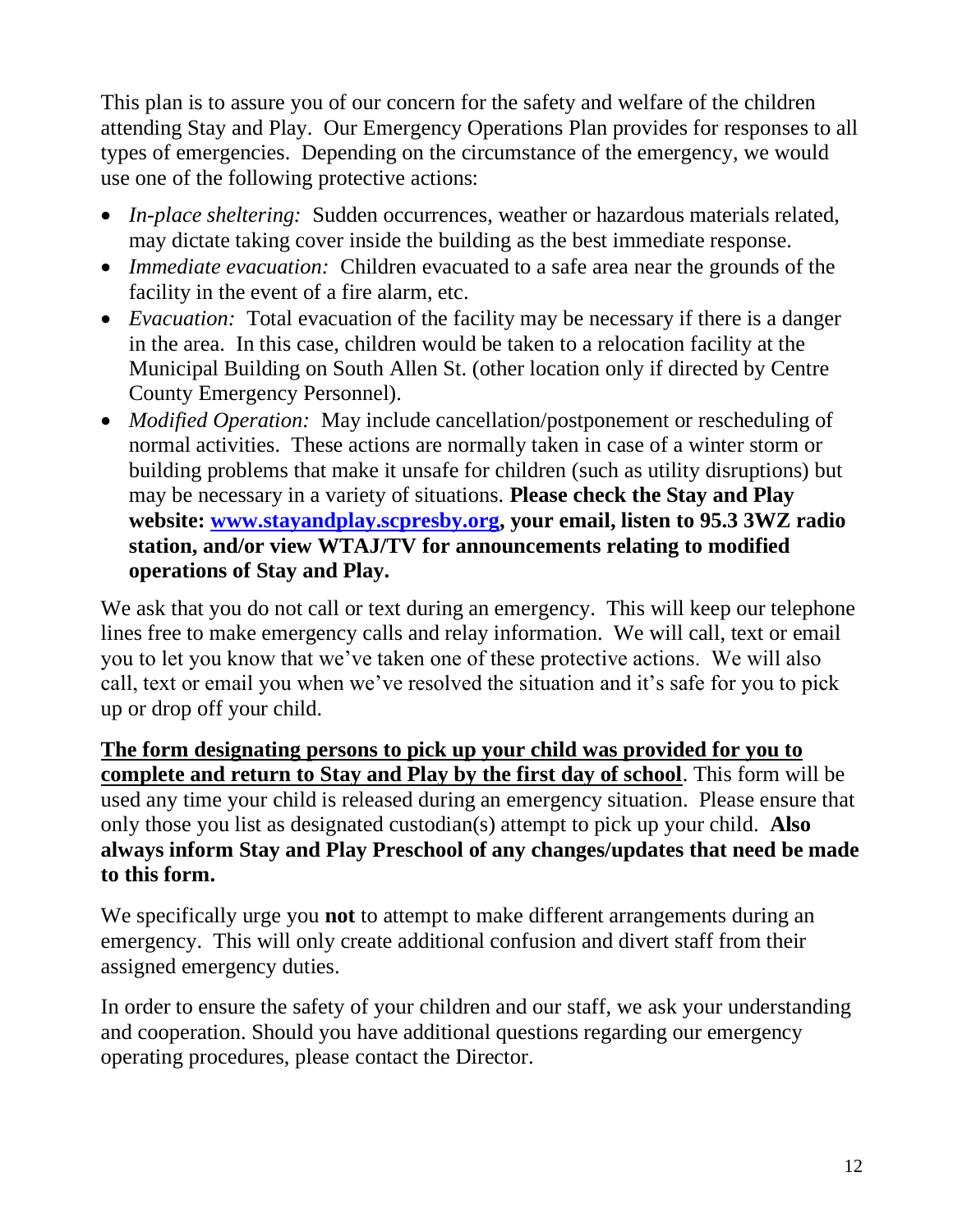This plan is to assure you of our concern for the safety and welfare of the children attending Stay and Play. Our Emergency Operations Plan provides for responses to all types of emergencies. Depending on the circumstance of the emergency, we would use one of the following protective actions:

- *In-place sheltering:* Sudden occurrences, weather or hazardous materials related, may dictate taking cover inside the building as the best immediate response.
- *Immediate evacuation:* Children evacuated to a safe area near the grounds of the facility in the event of a fire alarm, etc.
- *Evacuation:* Total evacuation of the facility may be necessary if there is a danger in the area. In this case, children would be taken to a relocation facility at the Municipal Building on South Allen St. (other location only if directed by Centre County Emergency Personnel).
- *Modified Operation:* May include cancellation/postponement or rescheduling of normal activities. These actions are normally taken in case of a winter storm or building problems that make it unsafe for children (such as utility disruptions) but may be necessary in a variety of situations. **Please check the Stay and Play website: [www.stayandplay.scpresby.org](http://www.stayandplay.scpresby.org), your email, listen to 95.3 3WZ radio station, and/or view WTAJ/TV for announcements relating to modified operations of Stay and Play.**

We ask that you do not call or text during an emergency. This will keep our telephone lines free to make emergency calls and relay information. We will call, text or email you to let you know that we've taken one of these protective actions. We will also call, text or email you when we've resolved the situation and it's safe for you to pick up or drop off your child.

**<u>The form designating persons to pick up your child was provided for you to complete and return to Stay and Play by the first day of school</u>**. This form will be used any time your child is released during an emergency situation. Please ensure that only those you list as designated custodian(s) attempt to pick up your child. **Also always inform Stay and Play Preschool of any changes/updates that need be made to this form.**

We specifically urge you **not** to attempt to make different arrangements during an emergency. This will only create additional confusion and divert staff from their assigned emergency duties.

In order to ensure the safety of your children and our staff, we ask your understanding and cooperation. Should you have additional questions regarding our emergency operating procedures, please contact the Director.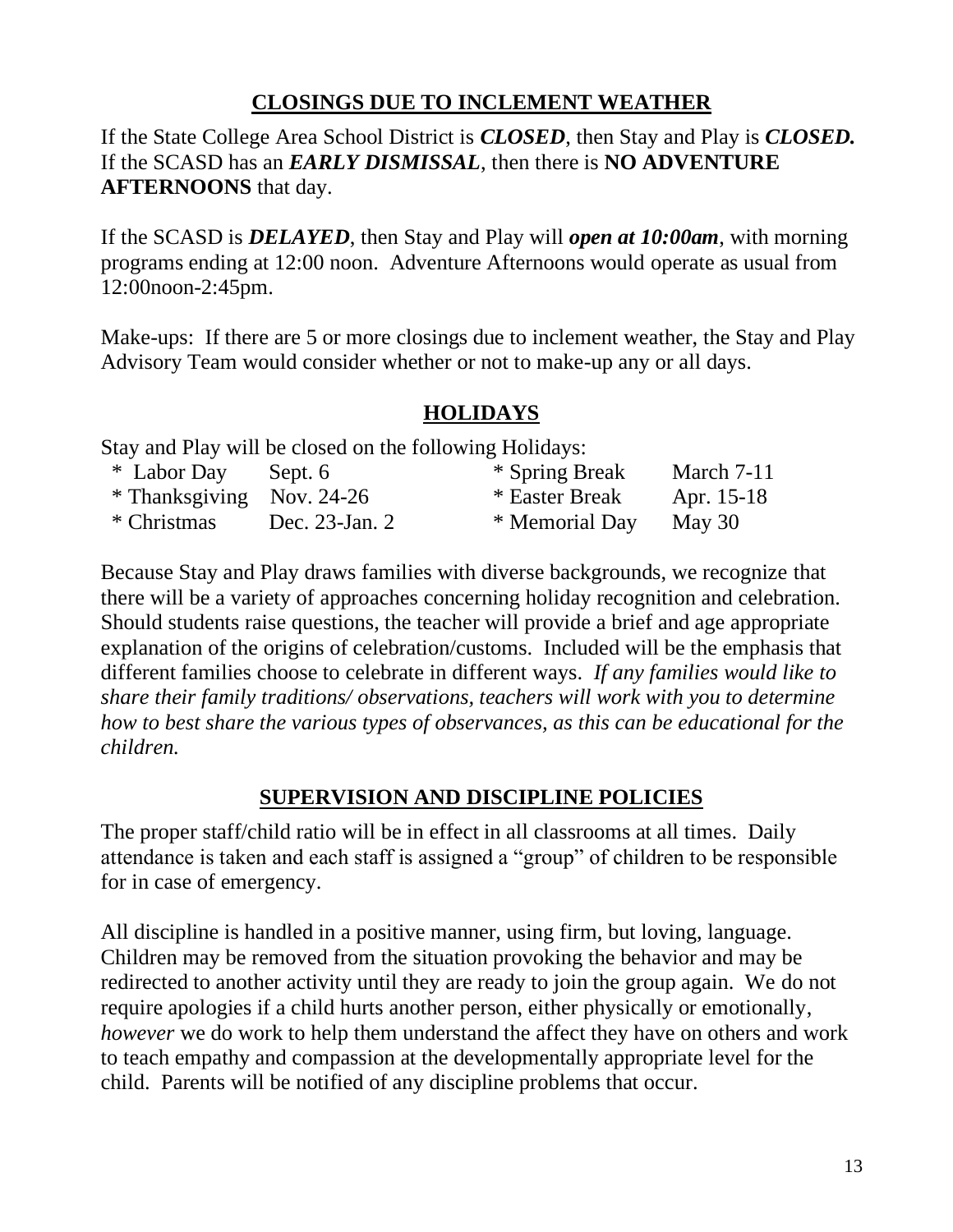## CLOSINGS DUE TO INCLEMENT WEATHER

If the State College Area School District is ***CLOSED***, then Stay and Play is ***CLOSED.*** If the SCASD has an ***EARLY DISMISSAL***, then there is **NO ADVENTURE AFTERNOONS** that day.

If the SCASD is ***DELAYED***, then Stay and Play will ***open at 10:00am***, with morning programs ending at 12:00 noon. Adventure Afternoons would operate as usual from 12:00noon-2:45pm.

Make-ups: If there are 5 or more closings due to inclement weather, the Stay and Play Advisory Team would consider whether or not to make-up any or all days.

## HOLIDAYS

Stay and Play will be closed on the following Holidays:

| | | | |
|---|---|---|---|
| * Labor Day | Sept. 6 | * Spring Break | March 7-11 |
| * Thanksgiving | Nov. 24-26 | * Easter Break | Apr. 15-18 |
| * Christmas | Dec. 23-Jan. 2 | * Memorial Day | May 30 |

Because Stay and Play draws families with diverse backgrounds, we recognize that there will be a variety of approaches concerning holiday recognition and celebration. Should students raise questions, the teacher will provide a brief and age appropriate explanation of the origins of celebration/customs. Included will be the emphasis that different families choose to celebrate in different ways. *If any families would like to share their family traditions/ observations, teachers will work with you to determine how to best share the various types of observances, as this can be educational for the children.*

## SUPERVISION AND DISCIPLINE POLICIES

The proper staff/child ratio will be in effect in all classrooms at all times. Daily attendance is taken and each staff is assigned a "group" of children to be responsible for in case of emergency.

All discipline is handled in a positive manner, using firm, but loving, language. Children may be removed from the situation provoking the behavior and may be redirected to another activity until they are ready to join the group again. We do not require apologies if a child hurts another person, either physically or emotionally, *however* we do work to help them understand the affect they have on others and work to teach empathy and compassion at the developmentally appropriate level for the child. Parents will be notified of any discipline problems that occur.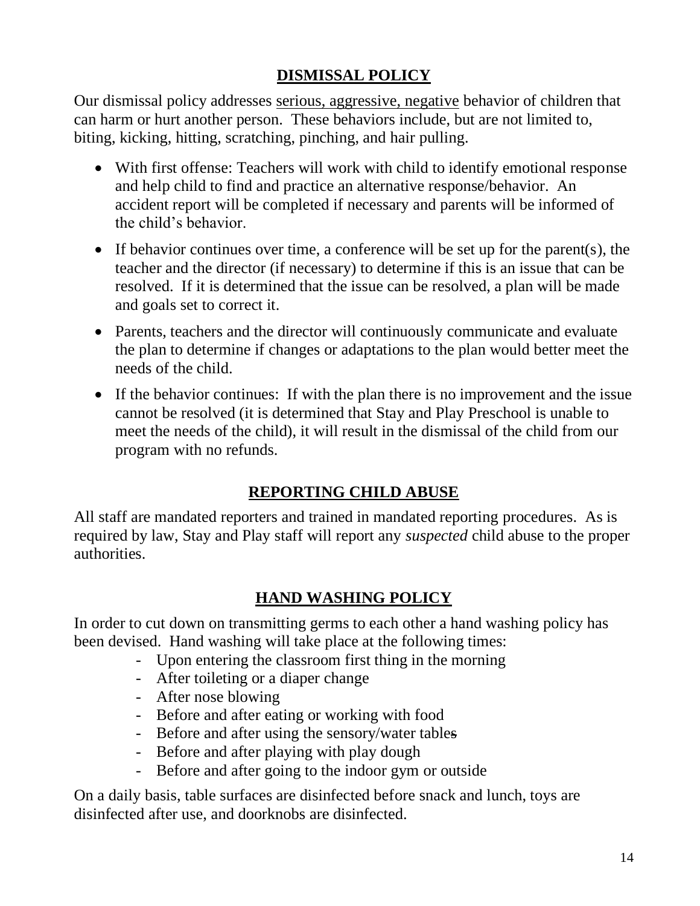## DISMISSAL POLICY

Our dismissal policy addresses serious, aggressive, negative behavior of children that can harm or hurt another person. These behaviors include, but are not limited to, biting, kicking, hitting, scratching, pinching, and hair pulling.

- With first offense: Teachers will work with child to identify emotional response and help child to find and practice an alternative response/behavior. An accident report will be completed if necessary and parents will be informed of the child's behavior.
- If behavior continues over time, a conference will be set up for the parent(s), the teacher and the director (if necessary) to determine if this is an issue that can be resolved. If it is determined that the issue can be resolved, a plan will be made and goals set to correct it.
- Parents, teachers and the director will continuously communicate and evaluate the plan to determine if changes or adaptations to the plan would better meet the needs of the child.
- If the behavior continues: If with the plan there is no improvement and the issue cannot be resolved (it is determined that Stay and Play Preschool is unable to meet the needs of the child), it will result in the dismissal of the child from our program with no refunds.

## REPORTING CHILD ABUSE

All staff are mandated reporters and trained in mandated reporting procedures. As is required by law, Stay and Play staff will report any *suspected* child abuse to the proper authorities.

## HAND WASHING POLICY

In order to cut down on transmitting germs to each other a hand washing policy has been devised. Hand washing will take place at the following times:

- Upon entering the classroom first thing in the morning
- After toileting or a diaper change
- After nose blowing
- Before and after eating or working with food
- Before and after using the sensory/water tables
- Before and after playing with play dough
- Before and after going to the indoor gym or outside

On a daily basis, table surfaces are disinfected before snack and lunch, toys are disinfected after use, and doorknobs are disinfected.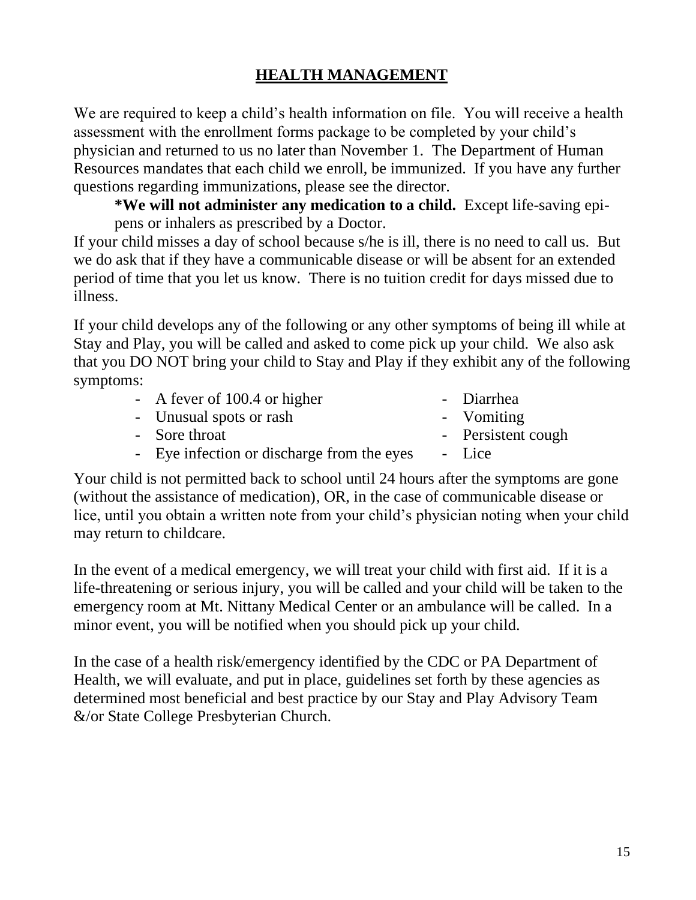## HEALTH MANAGEMENT

We are required to keep a child's health information on file. You will receive a health assessment with the enrollment forms package to be completed by your child's physician and returned to us no later than November 1. The Department of Human Resources mandates that each child we enroll, be immunized. If you have any further questions regarding immunizations, please see the director.

**\*We will not administer any medication to a child.** Except life-saving epi-pens or inhalers as prescribed by a Doctor.

If your child misses a day of school because s/he is ill, there is no need to call us. But we do ask that if they have a communicable disease or will be absent for an extended period of time that you let us know. There is no tuition credit for days missed due to illness.

If your child develops any of the following or any other symptoms of being ill while at Stay and Play, you will be called and asked to come pick up your child. We also ask that you DO NOT bring your child to Stay and Play if they exhibit any of the following symptoms:

- A fever of 100.4 or higher
- Unusual spots or rash
- Sore throat
- Eye infection or discharge from the eyes
- Diarrhea
- Vomiting
- Persistent cough
- Lice

Your child is not permitted back to school until 24 hours after the symptoms are gone (without the assistance of medication), OR, in the case of communicable disease or lice, until you obtain a written note from your child's physician noting when your child may return to childcare.

In the event of a medical emergency, we will treat your child with first aid. If it is a life-threatening or serious injury, you will be called and your child will be taken to the emergency room at Mt. Nittany Medical Center or an ambulance will be called. In a minor event, you will be notified when you should pick up your child.

In the case of a health risk/emergency identified by the CDC or PA Department of Health, we will evaluate, and put in place, guidelines set forth by these agencies as determined most beneficial and best practice by our Stay and Play Advisory Team &/or State College Presbyterian Church.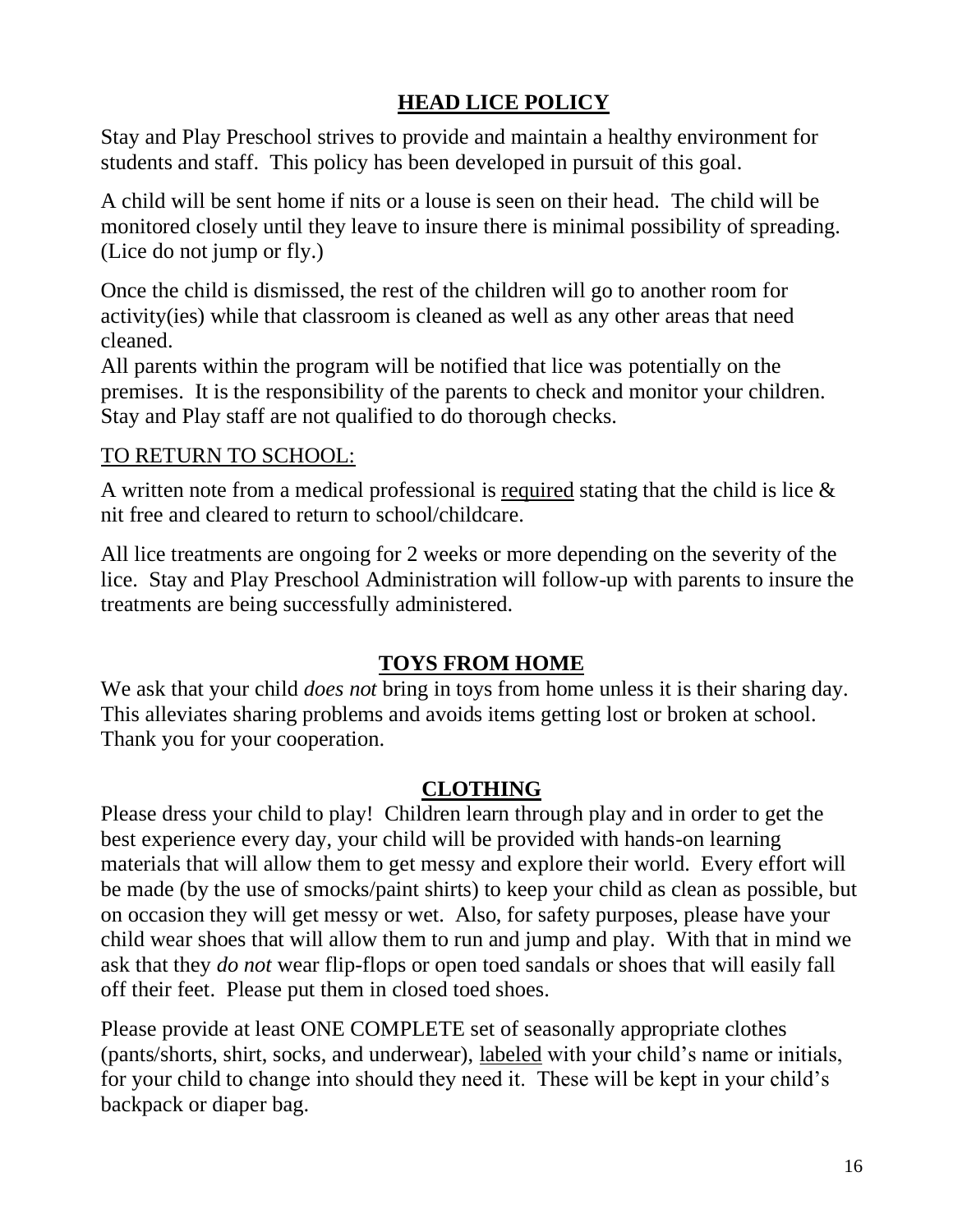## **HEAD LICE POLICY**

Stay and Play Preschool strives to provide and maintain a healthy environment for students and staff. This policy has been developed in pursuit of this goal.

A child will be sent home if nits or a louse is seen on their head. The child will be monitored closely until they leave to insure there is minimal possibility of spreading. (Lice do not jump or fly.)

Once the child is dismissed, the rest of the children will go to another room for activity(ies) while that classroom is cleaned as well as any other areas that need cleaned.
All parents within the program will be notified that lice was potentially on the premises. It is the responsibility of the parents to check and monitor your children. Stay and Play staff are not qualified to do thorough checks.

### TO RETURN TO SCHOOL:

A written note from a medical professional is required stating that the child is lice & nit free and cleared to return to school/childcare.

All lice treatments are ongoing for 2 weeks or more depending on the severity of the lice. Stay and Play Preschool Administration will follow-up with parents to insure the treatments are being successfully administered.

## **TOYS FROM HOME**

We ask that your child *does not* bring in toys from home unless it is their sharing day. This alleviates sharing problems and avoids items getting lost or broken at school. Thank you for your cooperation.

## **CLOTHING**

Please dress your child to play! Children learn through play and in order to get the best experience every day, your child will be provided with hands-on learning materials that will allow them to get messy and explore their world. Every effort will be made (by the use of smocks/paint shirts) to keep your child as clean as possible, but on occasion they will get messy or wet. Also, for safety purposes, please have your child wear shoes that will allow them to run and jump and play. With that in mind we ask that they *do not* wear flip-flops or open toed sandals or shoes that will easily fall off their feet. Please put them in closed toed shoes.

Please provide at least ONE COMPLETE set of seasonally appropriate clothes (pants/shorts, shirt, socks, and underwear), labeled with your child's name or initials, for your child to change into should they need it. These will be kept in your child's backpack or diaper bag.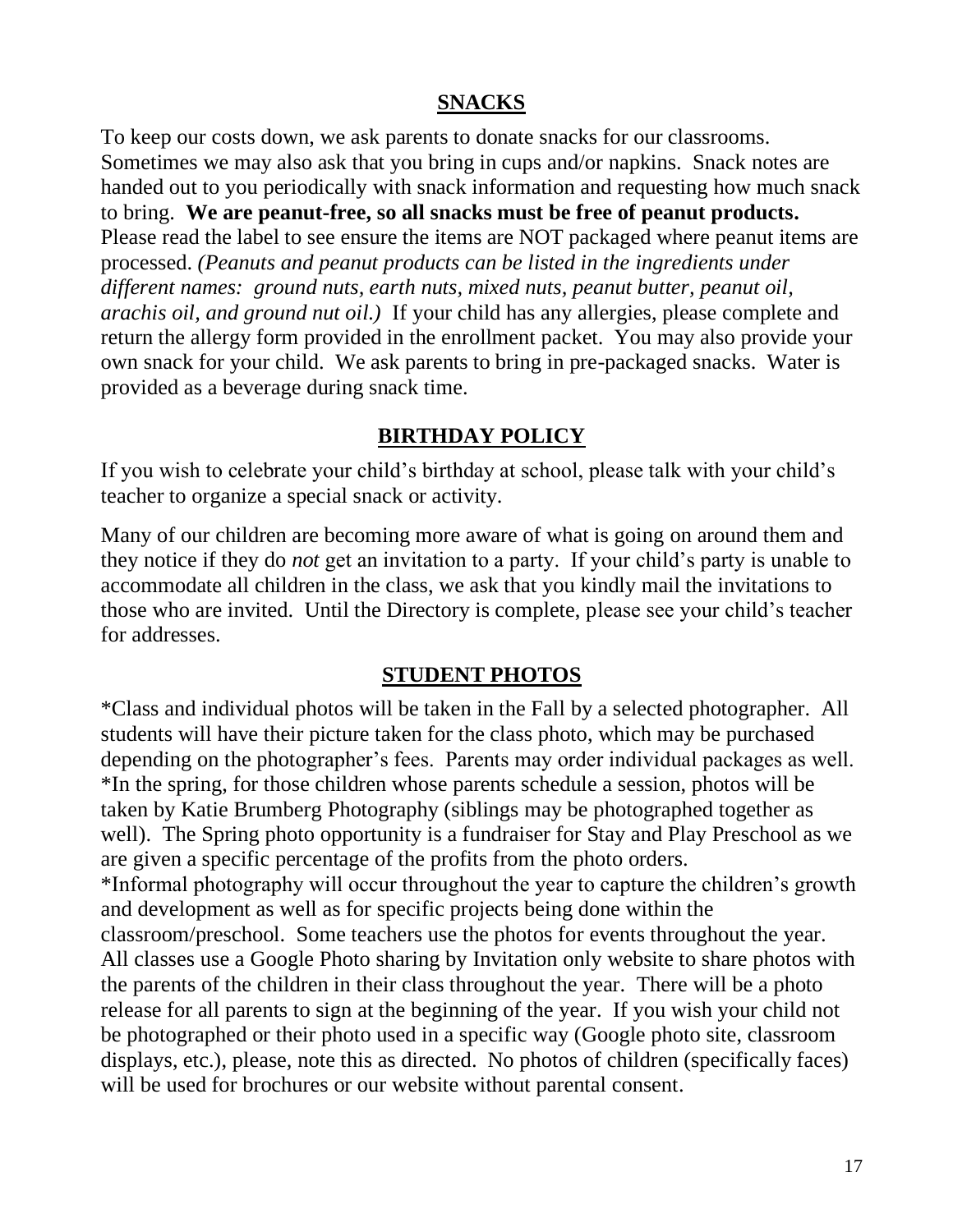## SNACKS

To keep our costs down, we ask parents to donate snacks for our classrooms. Sometimes we may also ask that you bring in cups and/or napkins. Snack notes are handed out to you periodically with snack information and requesting how much snack to bring. **We are peanut-free, so all snacks must be free of peanut products.** Please read the label to see ensure the items are NOT packaged where peanut items are processed. *(Peanuts and peanut products can be listed in the ingredients under different names: ground nuts, earth nuts, mixed nuts, peanut butter, peanut oil, arachis oil, and ground nut oil.)* If your child has any allergies, please complete and return the allergy form provided in the enrollment packet. You may also provide your own snack for your child. We ask parents to bring in pre-packaged snacks. Water is provided as a beverage during snack time.

## BIRTHDAY POLICY

If you wish to celebrate your child's birthday at school, please talk with your child's teacher to organize a special snack or activity.

Many of our children are becoming more aware of what is going on around them and they notice if they do *not* get an invitation to a party. If your child's party is unable to accommodate all children in the class, we ask that you kindly mail the invitations to those who are invited. Until the Directory is complete, please see your child's teacher for addresses.

## STUDENT PHOTOS

*Class and individual photos will be taken in the Fall by a selected photographer. All students will have their picture taken for the class photo, which may be purchased depending on the photographer's fees. Parents may order individual packages as well.
*In the spring, for those children whose parents schedule a session, photos will be taken by Katie Brumberg Photography (siblings may be photographed together as well). The Spring photo opportunity is a fundraiser for Stay and Play Preschool as we are given a specific percentage of the profits from the photo orders.
*Informal photography will occur throughout the year to capture the children's growth and development as well as for specific projects being done within the classroom/preschool. Some teachers use the photos for events throughout the year. All classes use a Google Photo sharing by Invitation only website to share photos with the parents of the children in their class throughout the year. There will be a photo release for all parents to sign at the beginning of the year. If you wish your child not be photographed or their photo used in a specific way (Google photo site, classroom displays, etc.), please, note this as directed. No photos of children (specifically faces) will be used for brochures or our website without parental consent.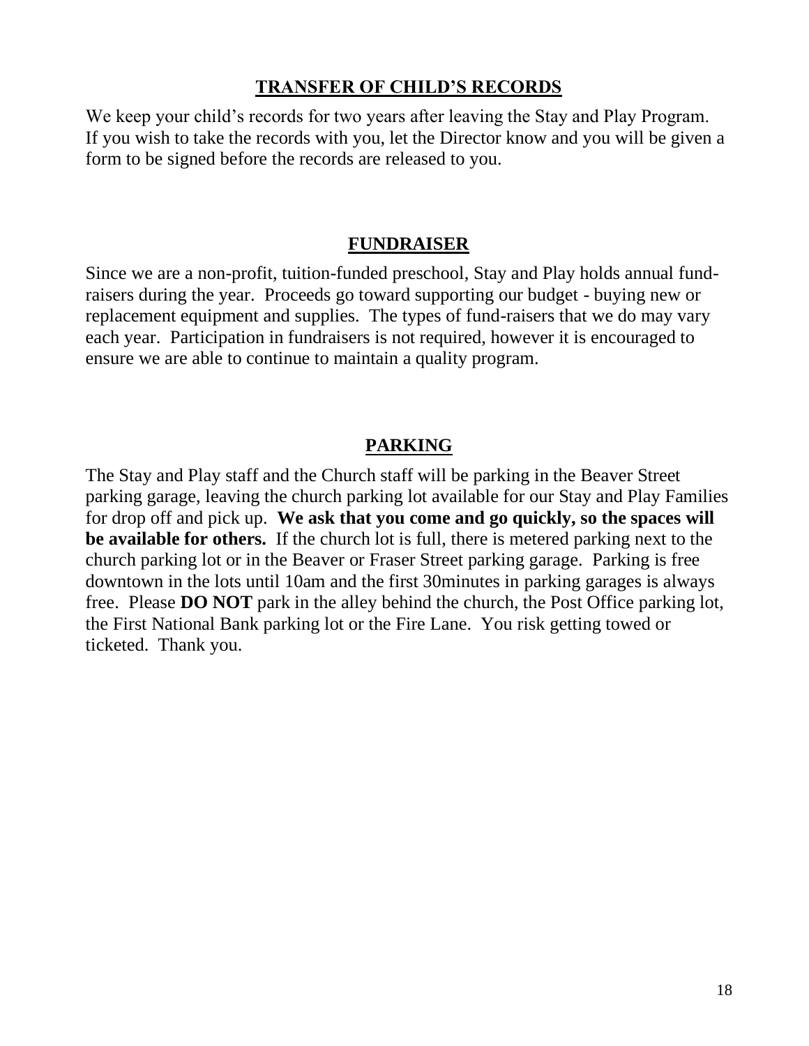## TRANSFER OF CHILD'S RECORDS

We keep your child's records for two years after leaving the Stay and Play Program. If you wish to take the records with you, let the Director know and you will be given a form to be signed before the records are released to you.

## FUNDRAISER

Since we are a non-profit, tuition-funded preschool, Stay and Play holds annual fund-raisers during the year. Proceeds go toward supporting our budget - buying new or replacement equipment and supplies. The types of fund-raisers that we do may vary each year. Participation in fundraisers is not required, however it is encouraged to ensure we are able to continue to maintain a quality program.

## PARKING

The Stay and Play staff and the Church staff will be parking in the Beaver Street parking garage, leaving the church parking lot available for our Stay and Play Families for drop off and pick up. **We ask that you come and go quickly, so the spaces will be available for others.** If the church lot is full, there is metered parking next to the church parking lot or in the Beaver or Fraser Street parking garage. Parking is free downtown in the lots until 10am and the first 30minutes in parking garages is always free. Please **DO NOT** park in the alley behind the church, the Post Office parking lot, the First National Bank parking lot or the Fire Lane. You risk getting towed or ticketed. Thank you.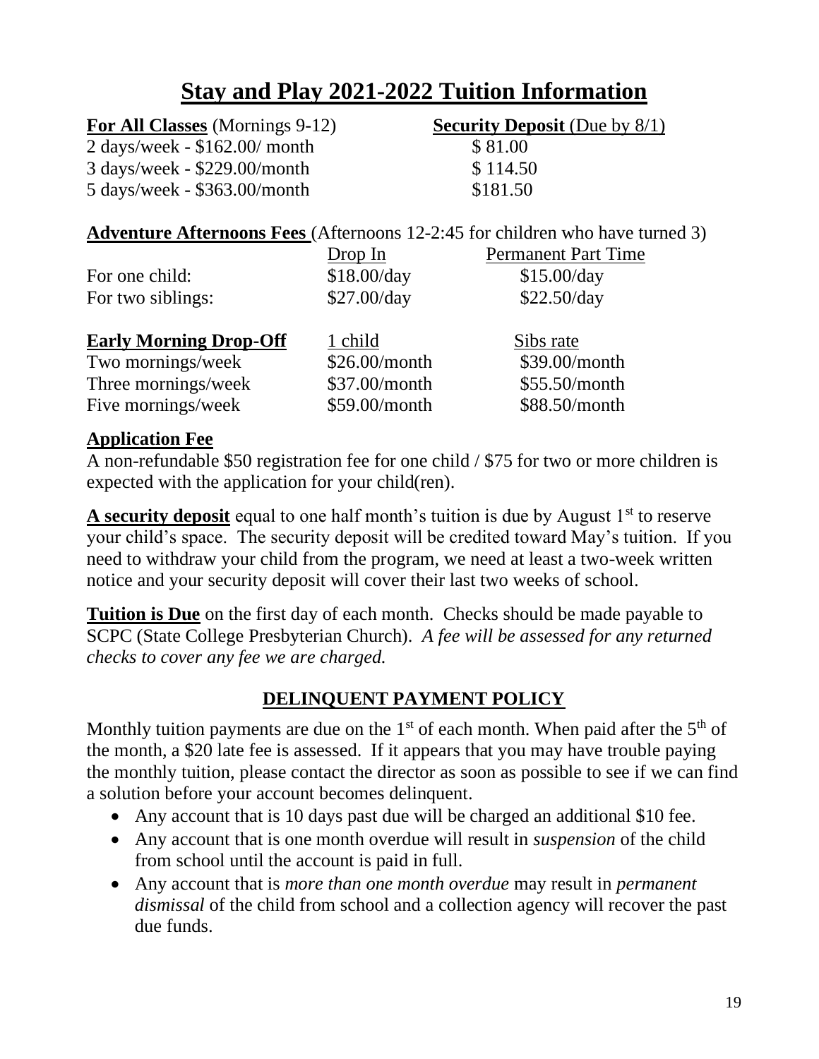# Stay and Play 2021-2022 Tuition Information

| **For All Classes** (Mornings 9-12) | **Security Deposit** (Due by 8/1) |
|---|---|
| 2 days/week - $162.00/ month | $ 81.00 |
| 3 days/week - $229.00/month | $ 114.50 |
| 5 days/week - $363.00/month | $181.50 |

**Adventure Afternoons Fees** (Afternoons 12-2:45 for children who have turned 3)

| | Drop In | Permanent Part Time |
|---|---|---|
| For one child: | $18.00/day | $15.00/day |
| For two siblings: | $27.00/day | $22.50/day |

| **Early Morning Drop-Off** | 1 child | Sibs rate |
|---|---|---|
| Two mornings/week | $26.00/month | $39.00/month |
| Three mornings/week | $37.00/month | $55.50/month |
| Five mornings/week | $59.00/month | $88.50/month |

**Application Fee**

A non-refundable $50 registration fee for one child / $75 for two or more children is expected with the application for your child(ren).

**A security deposit** equal to one half month's tuition is due by August 1st to reserve your child's space. The security deposit will be credited toward May's tuition. If you need to withdraw your child from the program, we need at least a two-week written notice and your security deposit will cover their last two weeks of school.

**Tuition is Due** on the first day of each month. Checks should be made payable to SCPC (State College Presbyterian Church). *A fee will be assessed for any returned checks to cover any fee we are charged.*

## DELINQUENT PAYMENT POLICY

Monthly tuition payments are due on the 1st of each month. When paid after the 5th of the month, a $20 late fee is assessed. If it appears that you may have trouble paying the monthly tuition, please contact the director as soon as possible to see if we can find a solution before your account becomes delinquent.

- Any account that is 10 days past due will be charged an additional $10 fee.
- Any account that is one month overdue will result in *suspension* of the child from school until the account is paid in full.
- Any account that is *more than one month overdue* may result in *permanent dismissal* of the child from school and a collection agency will recover the past due funds.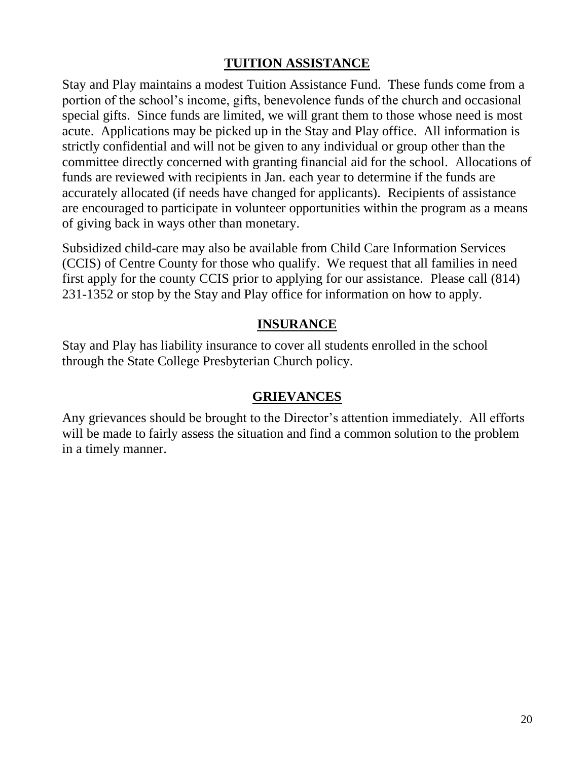## TUITION ASSISTANCE

Stay and Play maintains a modest Tuition Assistance Fund. These funds come from a portion of the school's income, gifts, benevolence funds of the church and occasional special gifts. Since funds are limited, we will grant them to those whose need is most acute. Applications may be picked up in the Stay and Play office. All information is strictly confidential and will not be given to any individual or group other than the committee directly concerned with granting financial aid for the school. Allocations of funds are reviewed with recipients in Jan. each year to determine if the funds are accurately allocated (if needs have changed for applicants). Recipients of assistance are encouraged to participate in volunteer opportunities within the program as a means of giving back in ways other than monetary.

Subsidized child-care may also be available from Child Care Information Services (CCIS) of Centre County for those who qualify. We request that all families in need first apply for the county CCIS prior to applying for our assistance. Please call (814) 231-1352 or stop by the Stay and Play office for information on how to apply.

## INSURANCE

Stay and Play has liability insurance to cover all students enrolled in the school through the State College Presbyterian Church policy.

## GRIEVANCES

Any grievances should be brought to the Director's attention immediately. All efforts will be made to fairly assess the situation and find a common solution to the problem in a timely manner.